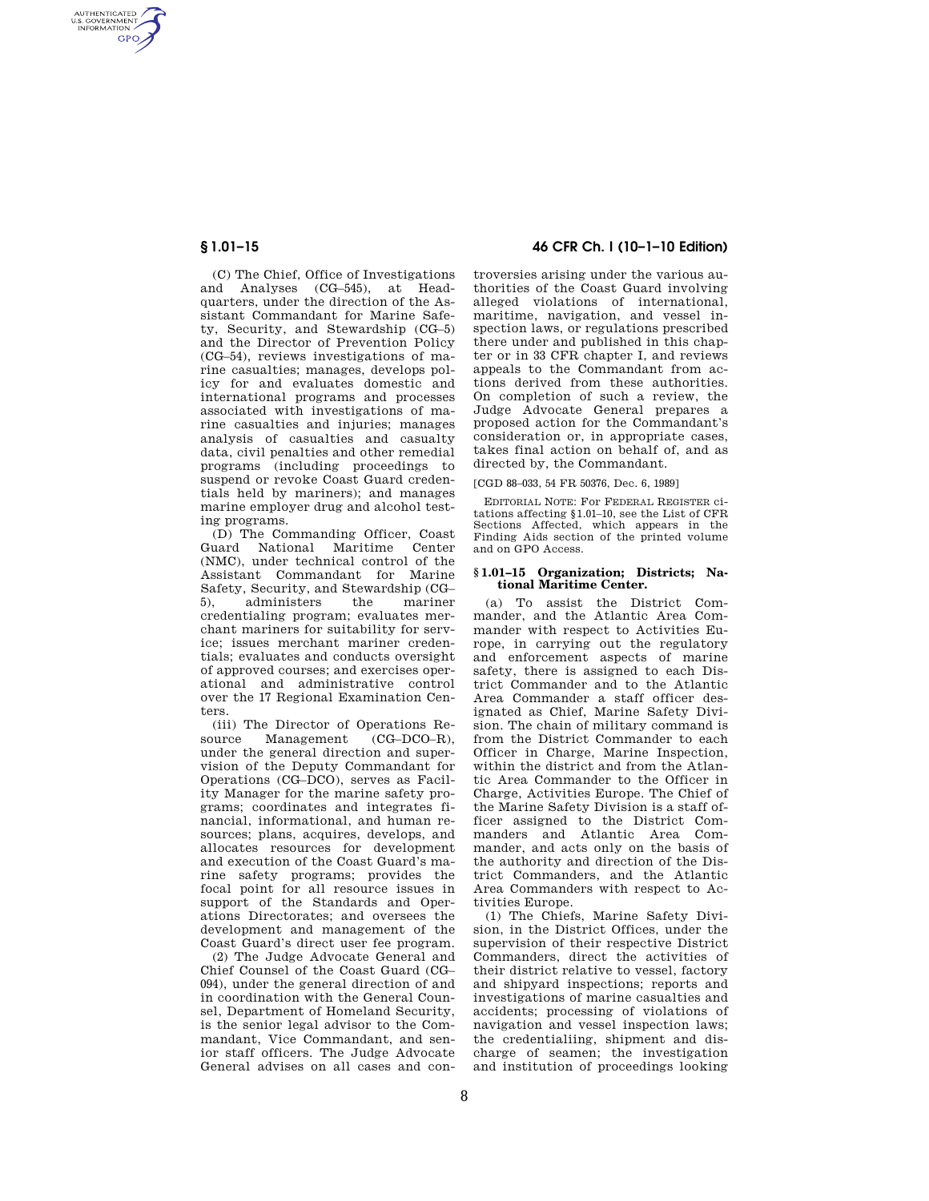(C) The Chief, Office of Investigations and Analyses (CG–545), at Headquarters, under the direction of the Assistant Commandant for Marine Safety, Security, and Stewardship (CG–5) and the Director of Prevention Policy (CG–54), reviews investigations of marine casualties; manages, develops policy for and evaluates domestic and international programs and processes associated with investigations of marine casualties and injuries; manages analysis of casualties and casualty data, civil penalties and other remedial programs (including proceedings to suspend or revoke Coast Guard credentials held by mariners); and manages marine employer drug and alcohol testing programs.

(D) The Commanding Officer, Coast Guard National Maritime Center (NMC), under technical control of the Assistant Commandant for Marine Safety, Security, and Stewardship (CG–5), administers the mariner credentialing program; evaluates merchant mariners for suitability for service; issues merchant mariner credentials; evaluates and conducts oversight of approved courses; and exercises operational and administrative control over the 17 Regional Examination Centers.

(iii) The Director of Operations Resource Management (CG–DCO–R), under the general direction and supervision of the Deputy Commandant for Operations (CG–DCO), serves as Facility Manager for the marine safety programs; coordinates and integrates financial, informational, and human resources; plans, acquires, develops, and allocates resources for development and execution of the Coast Guard's marine safety programs; provides the focal point for all resource issues in support of the Standards and Operations Directorates; and oversees the development and management of the Coast Guard's direct user fee program.

(2) The Judge Advocate General and Chief Counsel of the Coast Guard (CG–094), under the general direction of and in coordination with the General Counsel, Department of Homeland Security, is the senior legal advisor to the Commandant, Vice Commandant, and senior staff officers. The Judge Advocate General advises on all cases and controversies arising under the various authorities of the Coast Guard involving alleged violations of international, maritime, navigation, and vessel inspection laws, or regulations prescribed there under and published in this chapter or in 33 CFR chapter I, and reviews appeals to the Commandant from actions derived from these authorities. On completion of such a review, the Judge Advocate General prepares a proposed action for the Commandant's consideration or, in appropriate cases, takes final action on behalf of, and as directed by, the Commandant.

[CGD 88–033, 54 FR 50376, Dec. 6, 1989]

EDITORIAL NOTE: For FEDERAL REGISTER citations affecting §1.01–10, see the List of CFR Sections Affected, which appears in the Finding Aids section of the printed volume and on GPO Access.

### § 1.01–15 Organization; Districts; National Maritime Center.

(a) To assist the District Commander, and the Atlantic Area Commander with respect to Activities Europe, in carrying out the regulatory and enforcement aspects of marine safety, there is assigned to each District Commander and to the Atlantic Area Commander a staff officer designated as Chief, Marine Safety Division. The chain of military command is from the District Commander to each Officer in Charge, Marine Inspection, within the district and from the Atlantic Area Commander to the Officer in Charge, Activities Europe. The Chief of the Marine Safety Division is a staff officer assigned to the District Commanders and Atlantic Area Commander, and acts only on the basis of the authority and direction of the District Commanders, and the Atlantic Area Commanders with respect to Activities Europe.

(1) The Chiefs, Marine Safety Division, in the District Offices, under the supervision of their respective District Commanders, direct the activities of their district relative to vessel, factory and shipyard inspections; reports and investigations of marine casualties and accidents; processing of violations of navigation and vessel inspection laws; the credentialiing, shipment and discharge of seamen; the investigation and institution of proceedings looking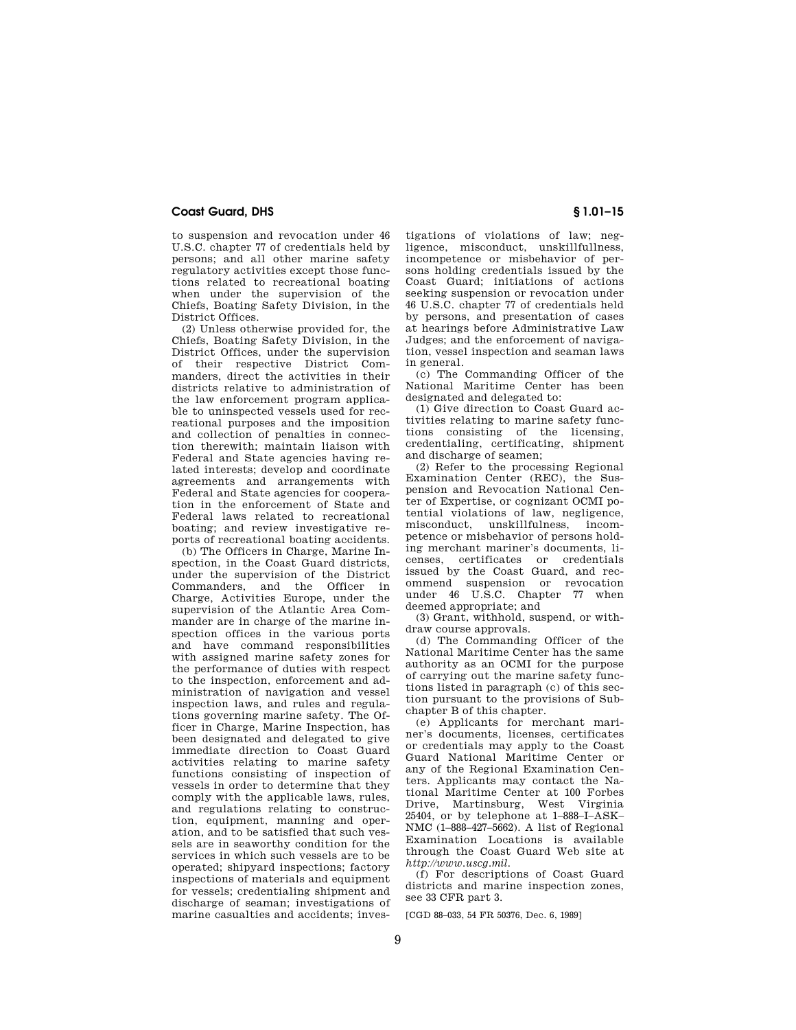to suspension and revocation under 46 U.S.C. chapter 77 of credentials held by persons; and all other marine safety regulatory activities except those functions related to recreational boating when under the supervision of the Chiefs, Boating Safety Division, in the District Offices.

(2) Unless otherwise provided for, the Chiefs, Boating Safety Division, in the District Offices, under the supervision of their respective District Commanders, direct the activities in their districts relative to administration of the law enforcement program applicable to uninspected vessels used for recreational purposes and the imposition and collection of penalties in connection therewith; maintain liaison with Federal and State agencies having related interests; develop and coordinate agreements and arrangements with Federal and State agencies for cooperation in the enforcement of State and Federal laws related to recreational boating; and review investigative reports of recreational boating accidents.

(b) The Officers in Charge, Marine Inspection, in the Coast Guard districts, under the supervision of the District Commanders, and the Officer in Charge, Activities Europe, under the supervision of the Atlantic Area Commander are in charge of the marine inspection offices in the various ports and have command responsibilities with assigned marine safety zones for the performance of duties with respect to the inspection, enforcement and administration of navigation and vessel inspection laws, and rules and regulations governing marine safety. The Officer in Charge, Marine Inspection, has been designated and delegated to give immediate direction to Coast Guard activities relating to marine safety functions consisting of inspection of vessels in order to determine that they comply with the applicable laws, rules, and regulations relating to construction, equipment, manning and operation, and to be satisfied that such vessels are in seaworthy condition for the services in which such vessels are to be operated; shipyard inspections; factory inspections of materials and equipment for vessels; credentialing shipment and discharge of seaman; investigations of marine casualties and accidents; investigations of violations of law; negligence, misconduct, unskillfullness, incompetence or misbehavior of persons holding credentials issued by the Coast Guard; initiations of actions seeking suspension or revocation under 46 U.S.C. chapter 77 of credentials held by persons, and presentation of cases at hearings before Administrative Law Judges; and the enforcement of navigation, vessel inspection and seaman laws in general.

(c) The Commanding Officer of the National Maritime Center has been designated and delegated to:

(1) Give direction to Coast Guard activities relating to marine safety functions consisting of the licensing, credentialing, certificating, shipment and discharge of seamen;

(2) Refer to the processing Regional Examination Center (REC), the Suspension and Revocation National Center of Expertise, or cognizant OCMI potential violations of law, negligence, misconduct, unskillfulness, incompetence or misbehavior of persons holding merchant mariner's documents, licenses, certificates or credentials issued by the Coast Guard, and recommend suspension or revocation under 46 U.S.C. Chapter 77 when deemed appropriate; and

(3) Grant, withhold, suspend, or withdraw course approvals.

(d) The Commanding Officer of the National Maritime Center has the same authority as an OCMI for the purpose of carrying out the marine safety functions listed in paragraph (c) of this section pursuant to the provisions of Subchapter B of this chapter.

(e) Applicants for merchant mariner's documents, licenses, certificates or credentials may apply to the Coast Guard National Maritime Center or any of the Regional Examination Centers. Applicants may contact the National Maritime Center at 100 Forbes Drive, Martinsburg, West Virginia 25404, or by telephone at 1–888–I–ASK–NMC (1–888–427–5662). A list of Regional Examination Locations is available through the Coast Guard Web site at *http://www.uscg.mil*.

(f) For descriptions of Coast Guard districts and marine inspection zones, see 33 CFR part 3.

[CGD 88–033, 54 FR 50376, Dec. 6, 1989]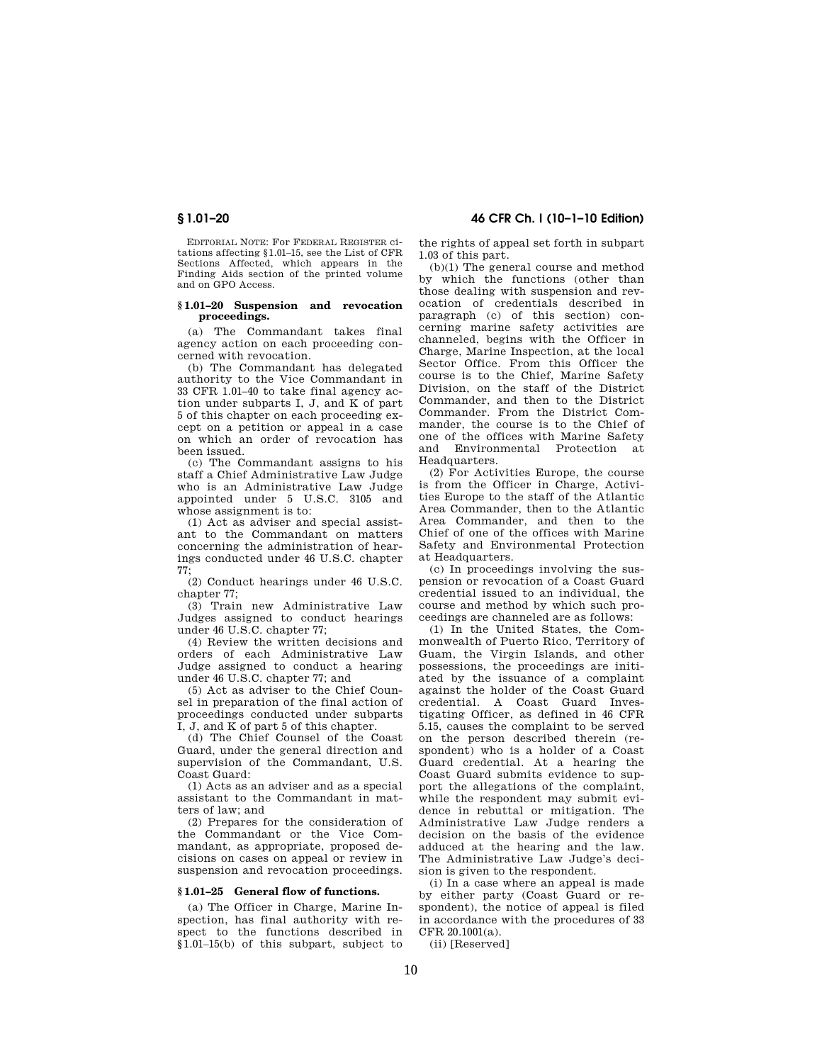EDITORIAL NOTE: For FEDERAL REGISTER citations affecting §1.01–15, see the List of CFR Sections Affected, which appears in the Finding Aids section of the printed volume and on GPO Access.

### §1.01–20 Suspension and revocation proceedings.

(a) The Commandant takes final agency action on each proceeding concerned with revocation.

(b) The Commandant has delegated authority to the Vice Commandant in 33 CFR 1.01–40 to take final agency action under subparts I, J, and K of part 5 of this chapter on each proceeding except on a petition or appeal in a case on which an order of revocation has been issued.

(c) The Commandant assigns to his staff a Chief Administrative Law Judge who is an Administrative Law Judge appointed under 5 U.S.C. 3105 and whose assignment is to:

(1) Act as adviser and special assistant to the Commandant on matters concerning the administration of hearings conducted under 46 U.S.C. chapter 77;

(2) Conduct hearings under 46 U.S.C. chapter 77;

(3) Train new Administrative Law Judges assigned to conduct hearings under 46 U.S.C. chapter 77;

(4) Review the written decisions and orders of each Administrative Law Judge assigned to conduct a hearing under 46 U.S.C. chapter 77; and

(5) Act as adviser to the Chief Counsel in preparation of the final action of proceedings conducted under subparts I, J, and K of part 5 of this chapter.

(d) The Chief Counsel of the Coast Guard, under the general direction and supervision of the Commandant, U.S. Coast Guard:

(1) Acts as an adviser and as a special assistant to the Commandant in matters of law; and

(2) Prepares for the consideration of the Commandant or the Vice Commandant, as appropriate, proposed decisions on cases on appeal or review in suspension and revocation proceedings.

### §1.01–25 General flow of functions.

(a) The Officer in Charge, Marine Inspection, has final authority with respect to the functions described in §1.01–15(b) of this subpart, subject to the rights of appeal set forth in subpart 1.03 of this part.

(b)(1) The general course and method by which the functions (other than those dealing with suspension and revocation of credentials described in paragraph (c) of this section) concerning marine safety activities are channeled, begins with the Officer in Charge, Marine Inspection, at the local Sector Office. From this Officer the course is to the Chief, Marine Safety Division, on the staff of the District Commander, and then to the District Commander. From the District Commander, the course is to the Chief of one of the offices with Marine Safety and Environmental Protection at Headquarters.

(2) For Activities Europe, the course is from the Officer in Charge, Activities Europe to the staff of the Atlantic Area Commander, then to the Atlantic Area Commander, and then to the Chief of one of the offices with Marine Safety and Environmental Protection at Headquarters.

(c) In proceedings involving the suspension or revocation of a Coast Guard credential issued to an individual, the course and method by which such proceedings are channeled are as follows:

(1) In the United States, the Commonwealth of Puerto Rico, Territory of Guam, the Virgin Islands, and other possessions, the proceedings are initiated by the issuance of a complaint against the holder of the Coast Guard credential. A Coast Guard Investigating Officer, as defined in 46 CFR 5.15, causes the complaint to be served on the person described therein (respondent) who is a holder of a Coast Guard credential. At a hearing the Coast Guard submits evidence to support the allegations of the complaint, while the respondent may submit evidence in rebuttal or mitigation. The Administrative Law Judge renders a decision on the basis of the evidence adduced at the hearing and the law. The Administrative Law Judge's decision is given to the respondent.

(i) In a case where an appeal is made by either party (Coast Guard or respondent), the notice of appeal is filed in accordance with the procedures of 33 CFR 20.1001(a).

(ii) [Reserved]